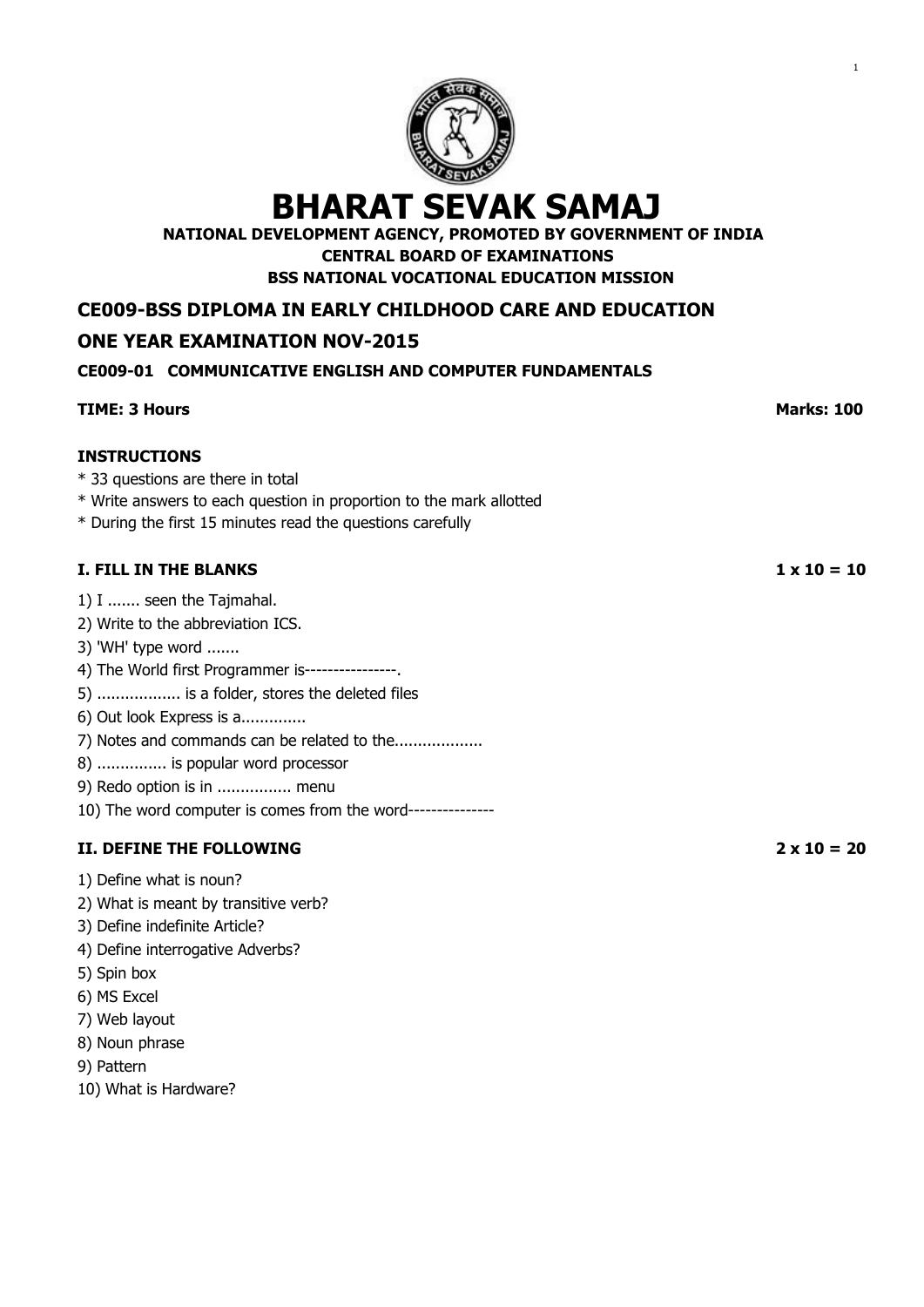# BHARAT SEVAK SAMAJ

**NATIONAL DEVELOPMENT AGENCY, PROMOTED BY GOVERNMENT OF INDIA**
**CENTRAL BOARD OF EXAMINATIONS**
**BSS NATIONAL VOCATIONAL EDUCATION MISSION**

## CE009-BSS DIPLOMA IN EARLY CHILDHOOD CARE AND EDUCATION

## ONE YEAR EXAMINATION NOV-2015

### CE009-01 COMMUNICATIVE ENGLISH AND COMPUTER FUNDAMENTALS

**TIME: 3 Hours** **Marks: 100**

**INSTRUCTIONS**

* 33 questions are there in total
* Write answers to each question in proportion to the mark allotted
* During the first 15 minutes read the questions carefully

### I. FILL IN THE BLANKS 1 x 10 = 10

1) I ....... seen the Tajmahal.
2) Write to the abbreviation ICS.
3) 'WH' type word .......
4) The World first Programmer is----------------.
5) ................. is a folder, stores the deleted files
6) Out look Express is a.............
7) Notes and commands can be related to the..................
8) .............. is popular word processor
9) Redo option is in ................ menu
10) The word computer is comes from the word--------------

### II. DEFINE THE FOLLOWING 2 x 10 = 20

1) Define what is noun?
2) What is meant by transitive verb?
3) Define indefinite Article?
4) Define interrogative Adverbs?
5) Spin box
6) MS Excel
7) Web layout
8) Noun phrase
9) Pattern
10) What is Hardware?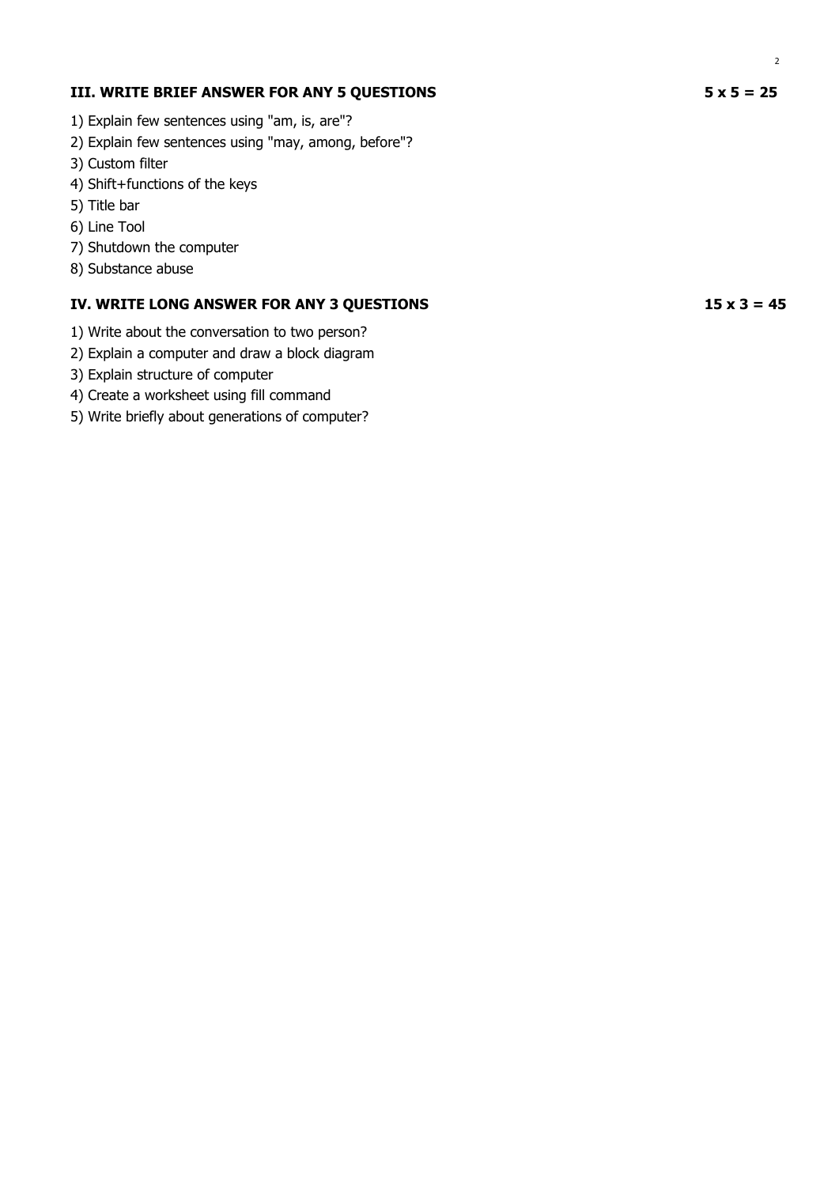## III. WRITE BRIEF ANSWER FOR ANY 5 QUESTIONS **5 x 5 = 25**

1) Explain few sentences using "am, is, are"?
2) Explain few sentences using "may, among, before"?
3) Custom filter
4) Shift+functions of the keys
5) Title bar
6) Line Tool
7) Shutdown the computer
8) Substance abuse

## IV. WRITE LONG ANSWER FOR ANY 3 QUESTIONS **15 x 3 = 45**

1) Write about the conversation to two person?
2) Explain a computer and draw a block diagram
3) Explain structure of computer
4) Create a worksheet using fill command
5) Write briefly about generations of computer?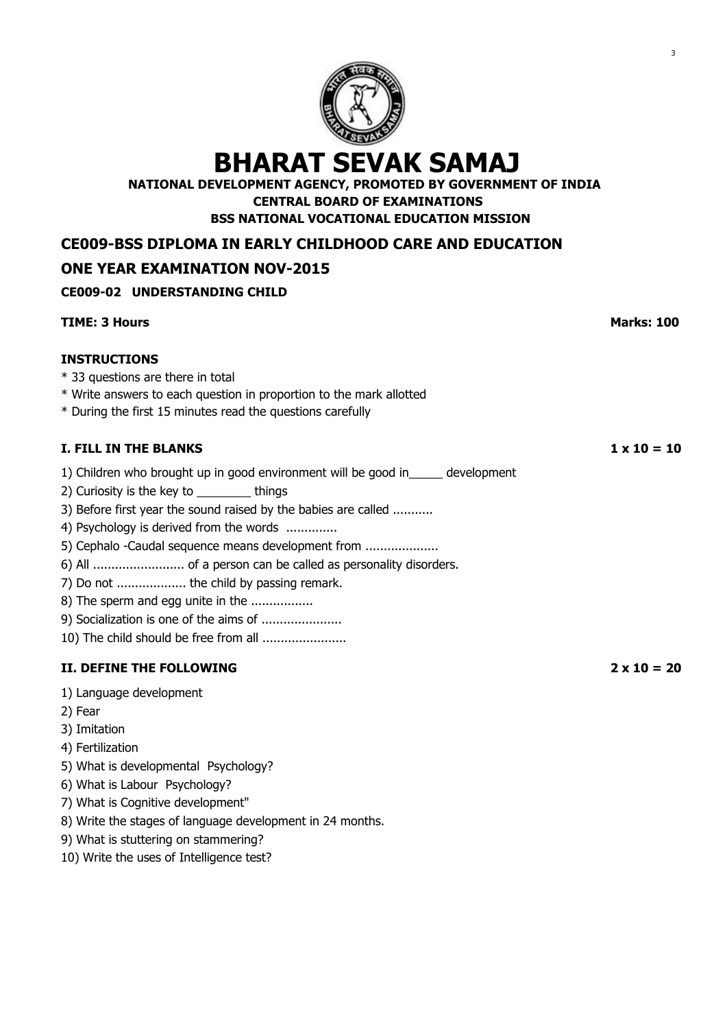# BHARAT SEVAK SAMAJ

**NATIONAL DEVELOPMENT AGENCY, PROMOTED BY GOVERNMENT OF INDIA**
**CENTRAL BOARD OF EXAMINATIONS**
**BSS NATIONAL VOCATIONAL EDUCATION MISSION**

## CE009-BSS DIPLOMA IN EARLY CHILDHOOD CARE AND EDUCATION

## ONE YEAR EXAMINATION NOV-2015

### CE009-02 UNDERSTANDING CHILD

**TIME: 3 Hours** **Marks: 100**

**INSTRUCTIONS**

* 33 questions are there in total
* Write answers to each question in proportion to the mark allotted
* During the first 15 minutes read the questions carefully

### I. FILL IN THE BLANKS 1 x 10 = 10

1) Children who brought up in good environment will be good in_____ development
2) Curiosity is the key to ________ things
3) Before first year the sound raised by the babies are called ...........
4) Psychology is derived from the words ..............
5) Cephalo -Caudal sequence means development from ....................
6) All ......................... of a person can be called as personality disorders.
7) Do not ................... the child by passing remark.
8) The sperm and egg unite in the .................
9) Socialization is one of the aims of ......................
10) The child should be free from all .......................

### II. DEFINE THE FOLLOWING 2 x 10 = 20

1) Language development
2) Fear
3) Imitation
4) Fertilization
5) What is developmental Psychology?
6) What is Labour Psychology?
7) What is Cognitive development"
8) Write the stages of language development in 24 months.
9) What is stuttering on stammering?
10) Write the uses of Intelligence test?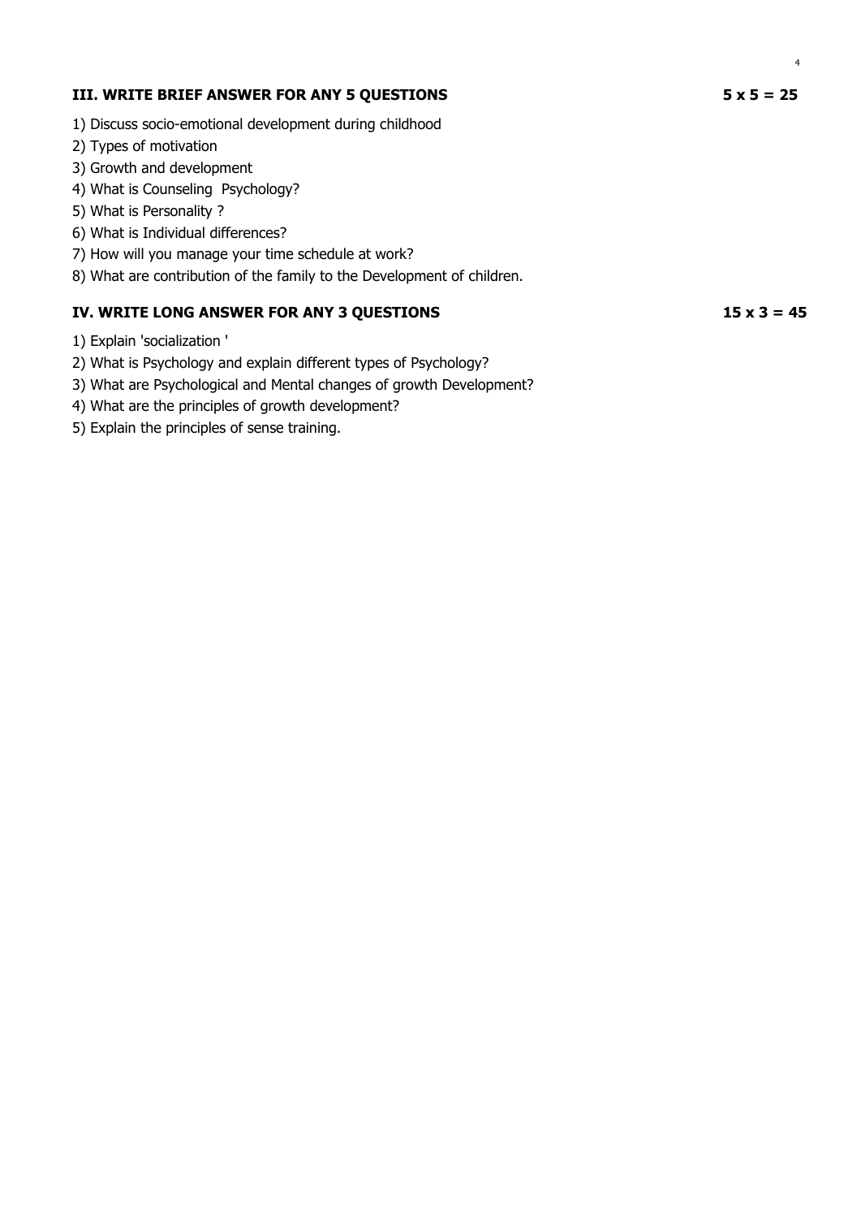## III. WRITE BRIEF ANSWER FOR ANY 5 QUESTIONS  5 x 5 = 25

1) Discuss socio-emotional development during childhood
2) Types of motivation
3) Growth and development
4) What is Counseling Psychology?
5) What is Personality ?
6) What is Individual differences?
7) How will you manage your time schedule at work?
8) What are contribution of the family to the Development of children.

## IV. WRITE LONG ANSWER FOR ANY 3 QUESTIONS  15 x 3 = 45

1) Explain 'socialization '
2) What is Psychology and explain different types of Psychology?
3) What are Psychological and Mental changes of growth Development?
4) What are the principles of growth development?
5) Explain the principles of sense training.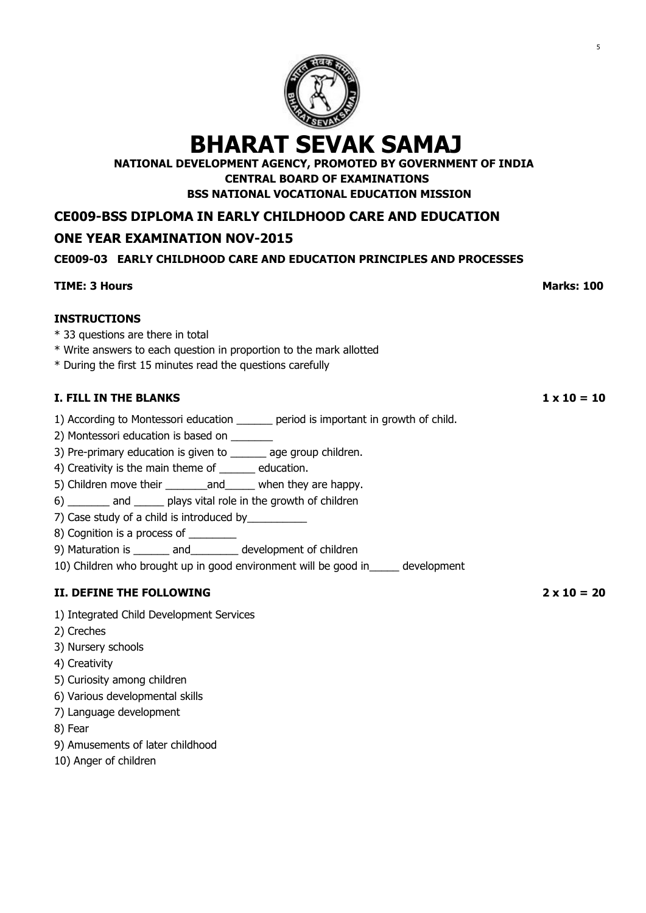# BHARAT SEVAK SAMAJ

**NATIONAL DEVELOPMENT AGENCY, PROMOTED BY GOVERNMENT OF INDIA**
**CENTRAL BOARD OF EXAMINATIONS**
**BSS NATIONAL VOCATIONAL EDUCATION MISSION**

## CE009-BSS DIPLOMA IN EARLY CHILDHOOD CARE AND EDUCATION

## ONE YEAR EXAMINATION NOV-2015

### CE009-03 EARLY CHILDHOOD CARE AND EDUCATION PRINCIPLES AND PROCESSES

**TIME: 3 Hours** **Marks: 100**

**INSTRUCTIONS**

* 33 questions are there in total
* Write answers to each question in proportion to the mark allotted
* During the first 15 minutes read the questions carefully

**I. FILL IN THE BLANKS** **1 x 10 = 10**

1) According to Montessori education ______ period is important in growth of child.
2) Montessori education is based on _______
3) Pre-primary education is given to ______ age group children.
4) Creativity is the main theme of ______ education.
5) Children move their _______and_____ when they are happy.
6) _______ and _____ plays vital role in the growth of children
7) Case study of a child is introduced by__________
8) Cognition is a process of ________
9) Maturation is ______ and________ development of children
10) Children who brought up in good environment will be good in_____ development

**II. DEFINE THE FOLLOWING** **2 x 10 = 20**

1) Integrated Child Development Services
2) Creches
3) Nursery schools
4) Creativity
5) Curiosity among children
6) Various developmental skills
7) Language development
8) Fear
9) Amusements of later childhood
10) Anger of children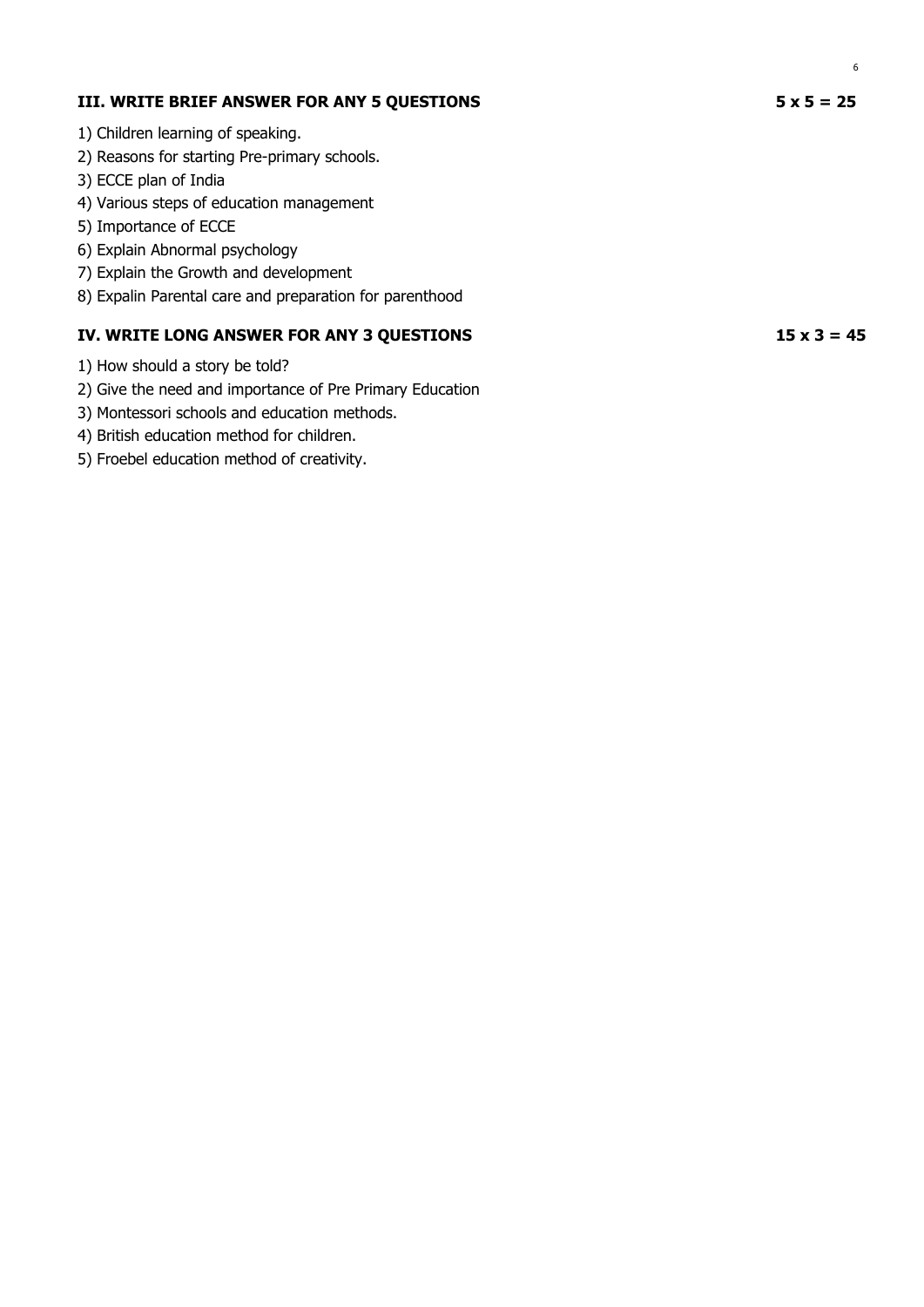**III. WRITE BRIEF ANSWER FOR ANY 5 QUESTIONS** **5 x 5 = 25**

1) Children learning of speaking.
2) Reasons for starting Pre-primary schools.
3) ECCE plan of India
4) Various steps of education management
5) Importance of ECCE
6) Explain Abnormal psychology
7) Explain the Growth and development
8) Expalin Parental care and preparation for parenthood

**IV. WRITE LONG ANSWER FOR ANY 3 QUESTIONS** **15 x 3 = 45**

1) How should a story be told?
2) Give the need and importance of Pre Primary Education
3) Montessori schools and education methods.
4) British education method for children.
5) Froebel education method of creativity.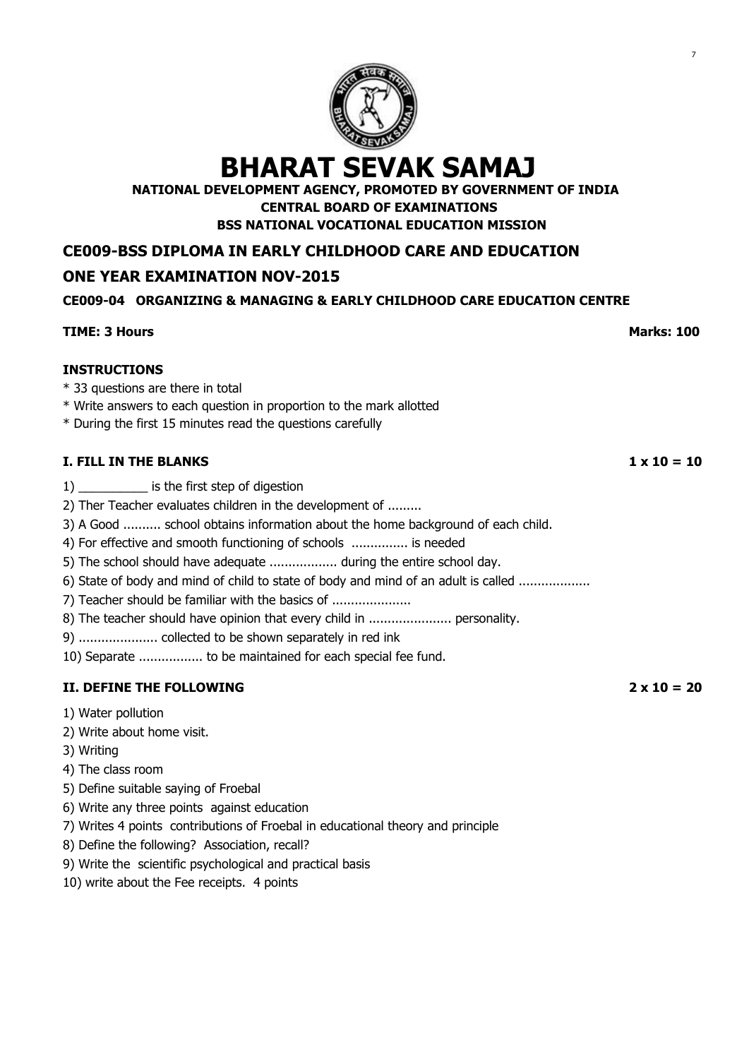# BHARAT SEVAK SAMAJ

**NATIONAL DEVELOPMENT AGENCY, PROMOTED BY GOVERNMENT OF INDIA**
**CENTRAL BOARD OF EXAMINATIONS**
**BSS NATIONAL VOCATIONAL EDUCATION MISSION**

## CE009-BSS DIPLOMA IN EARLY CHILDHOOD CARE AND EDUCATION

## ONE YEAR EXAMINATION NOV-2015

### CE009-04 ORGANIZING & MANAGING & EARLY CHILDHOOD CARE EDUCATION CENTRE

**TIME: 3 Hours** **Marks: 100**

**INSTRUCTIONS**

* 33 questions are there in total
* Write answers to each question in proportion to the mark allotted
* During the first 15 minutes read the questions carefully

**I. FILL IN THE BLANKS** **1 x 10 = 10**

1) __________ is the first step of digestion
2) Ther Teacher evaluates children in the development of .........
3) A Good .......... school obtains information about the home background of each child.
4) For effective and smooth functioning of schools ............... is needed
5) The school should have adequate .................. during the entire school day.
6) State of body and mind of child to state of body and mind of an adult is called ..................
7) Teacher should be familiar with the basics of .....................
8) The teacher should have opinion that every child in ...................... personality.
9) ..................... collected to be shown separately in red ink
10) Separate ................. to be maintained for each special fee fund.

**II. DEFINE THE FOLLOWING** **2 x 10 = 20**

1) Water pollution
2) Write about home visit.
3) Writing
4) The class room
5) Define suitable saying of Froebal
6) Write any three points against education
7) Writes 4 points contributions of Froebal in educational theory and principle
8) Define the following? Association, recall?
9) Write the scientific psychological and practical basis
10) write about the Fee receipts. 4 points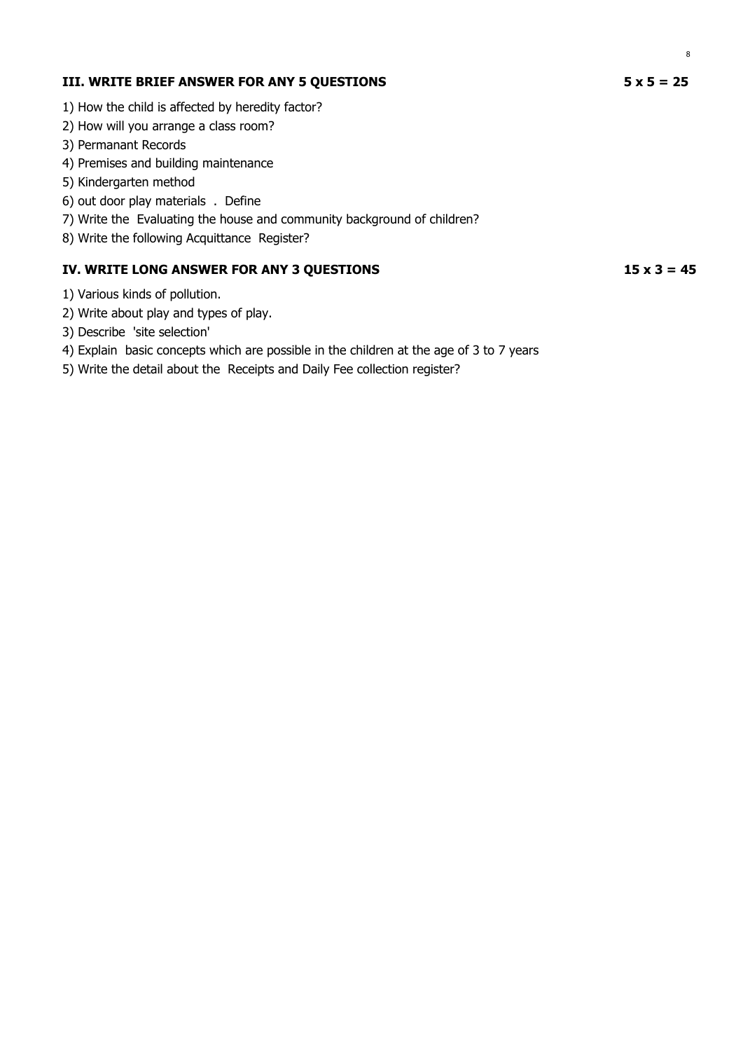### III. WRITE BRIEF ANSWER FOR ANY 5 QUESTIONS **5 x 5 = 25**

1) How the child is affected by heredity factor?
2) How will you arrange a class room?
3) Permanant Records
4) Premises and building maintenance
5) Kindergarten method
6) out door play materials . Define
7) Write the Evaluating the house and community background of children?
8) Write the following Acquittance Register?

### IV. WRITE LONG ANSWER FOR ANY 3 QUESTIONS **15 x 3 = 45**

1) Various kinds of pollution.
2) Write about play and types of play.
3) Describe 'site selection'
4) Explain basic concepts which are possible in the children at the age of 3 to 7 years
5) Write the detail about the Receipts and Daily Fee collection register?